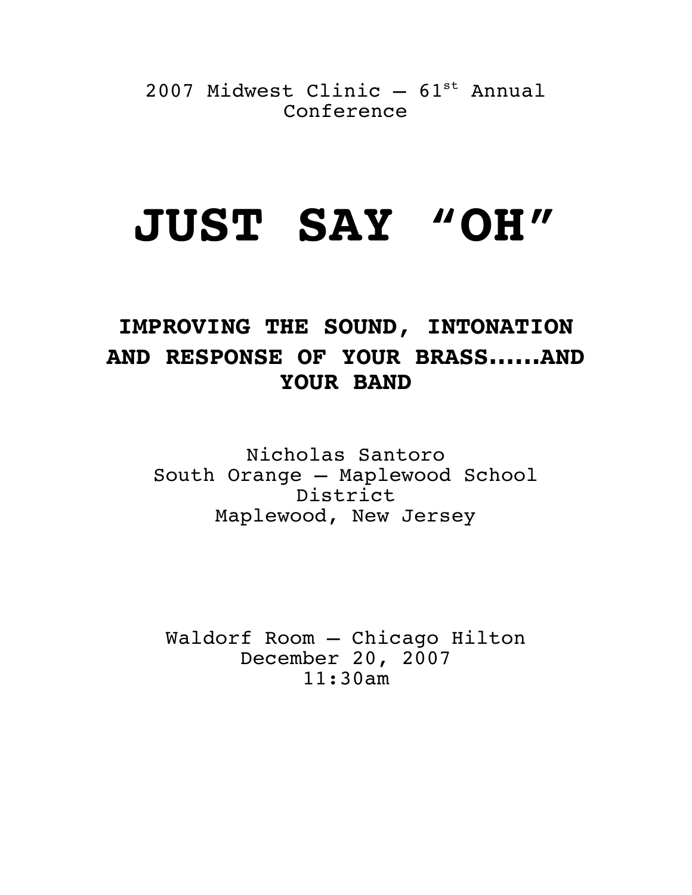2007 Midwest Clinic – 61st Annual Conference

# JUST SAY "OH"

## IMPROVING THE SOUND, INTONATION AND RESPONSE OF YOUR BRASS……AND YOUR BAND

Nicholas Santoro
South Orange – Maplewood School District
Maplewood, New Jersey

Waldorf Room – Chicago Hilton
December 20, 2007
11:30am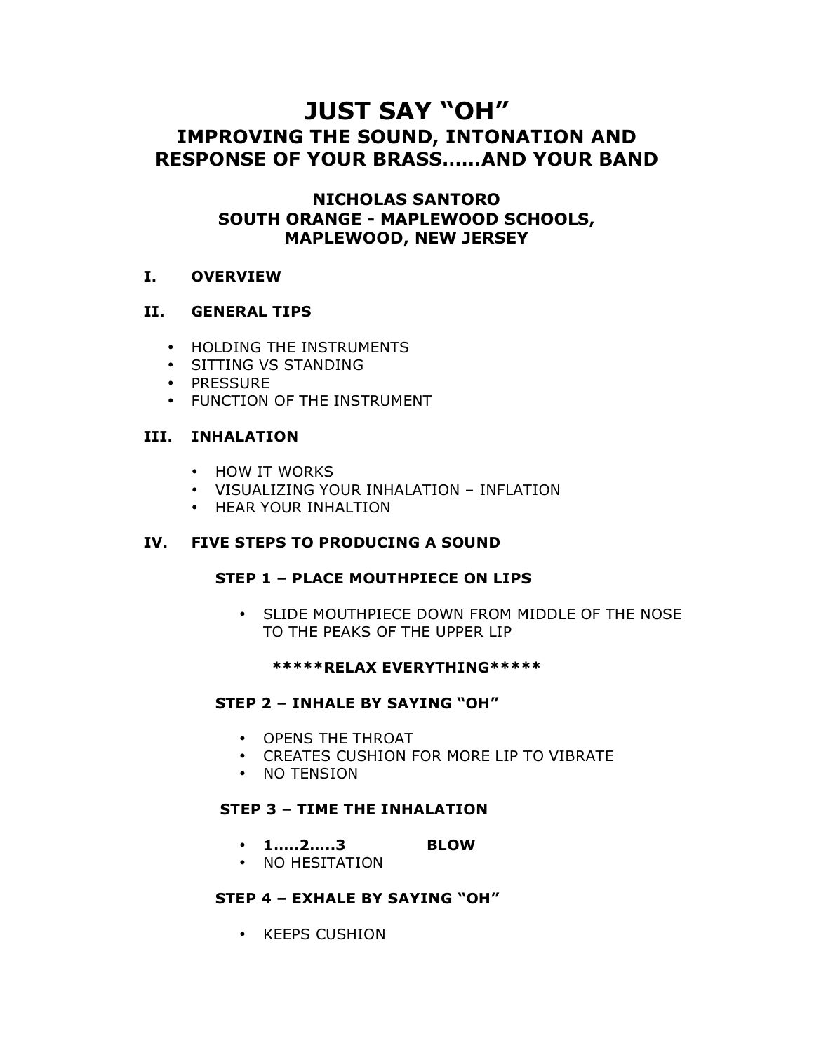# JUST SAY "OH"

## IMPROVING THE SOUND, INTONATION AND RESPONSE OF YOUR BRASS……AND YOUR BAND

### NICHOLAS SANTORO
### SOUTH ORANGE - MAPLEWOOD SCHOOLS, MAPLEWOOD, NEW JERSEY

**I. OVERVIEW**

**II. GENERAL TIPS**

- HOLDING THE INSTRUMENTS
- SITTING VS STANDING
- PRESSURE
- FUNCTION OF THE INSTRUMENT

**III. INHALATION**

- HOW IT WORKS
- VISUALIZING YOUR INHALATION – INFLATION
- HEAR YOUR INHALTION

**IV. FIVE STEPS TO PRODUCING A SOUND**

**STEP 1 – PLACE MOUTHPIECE ON LIPS**

- SLIDE MOUTHPIECE DOWN FROM MIDDLE OF THE NOSE TO THE PEAKS OF THE UPPER LIP

**\*\*\*\*\*RELAX EVERYTHING\*\*\*\*\***

**STEP 2 – INHALE BY SAYING "OH"**

- OPENS THE THROAT
- CREATES CUSHION FOR MORE LIP TO VIBRATE
- NO TENSION

**STEP 3 – TIME THE INHALATION**

- **1…..2…..3 BLOW**
- NO HESITATION

**STEP 4 – EXHALE BY SAYING "OH"**

- KEEPS CUSHION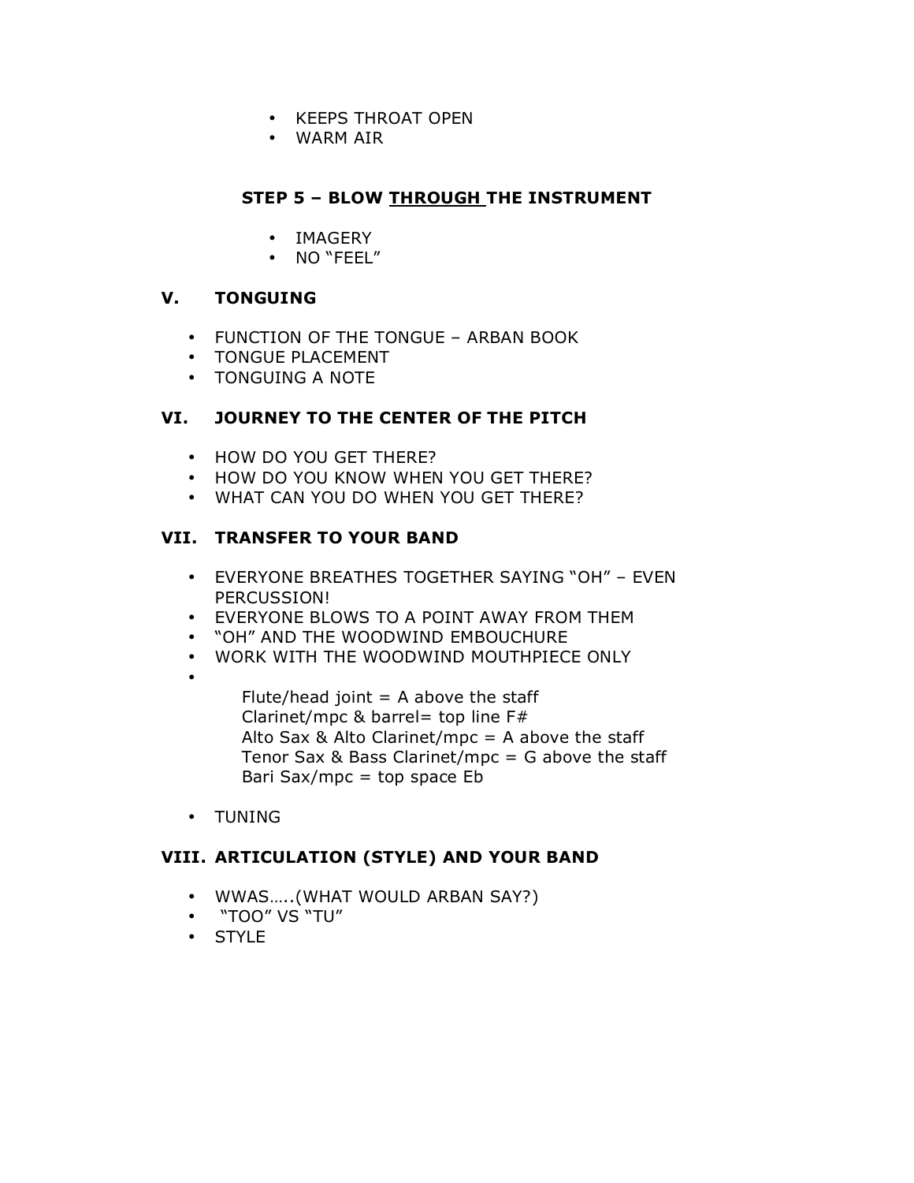- KEEPS THROAT OPEN
- WARM AIR

### STEP 5 – BLOW <u>THROUGH</u> THE INSTRUMENT

- IMAGERY
- NO "FEEL"

## V. TONGUING

- FUNCTION OF THE TONGUE – ARBAN BOOK
- TONGUE PLACEMENT
- TONGUING A NOTE

## VI. JOURNEY TO THE CENTER OF THE PITCH

- HOW DO YOU GET THERE?
- HOW DO YOU KNOW WHEN YOU GET THERE?
- WHAT CAN YOU DO WHEN YOU GET THERE?

## VII. TRANSFER TO YOUR BAND

- EVERYONE BREATHES TOGETHER SAYING "OH" – EVEN PERCUSSION!
- EVERYONE BLOWS TO A POINT AWAY FROM THEM
- "OH" AND THE WOODWIND EMBOUCHURE
- WORK WITH THE WOODWIND MOUTHPIECE ONLY
- Flute/head joint = A above the staff
  Clarinet/mpc & barrel= top line F#
  Alto Sax & Alto Clarinet/mpc = A above the staff
  Tenor Sax & Bass Clarinet/mpc = G above the staff
  Bari Sax/mpc = top space Eb
- TUNING

## VIII. ARTICULATION (STYLE) AND YOUR BAND

- WWAS…..(WHAT WOULD ARBAN SAY?)
- "TOO" VS "TU"
- STYLE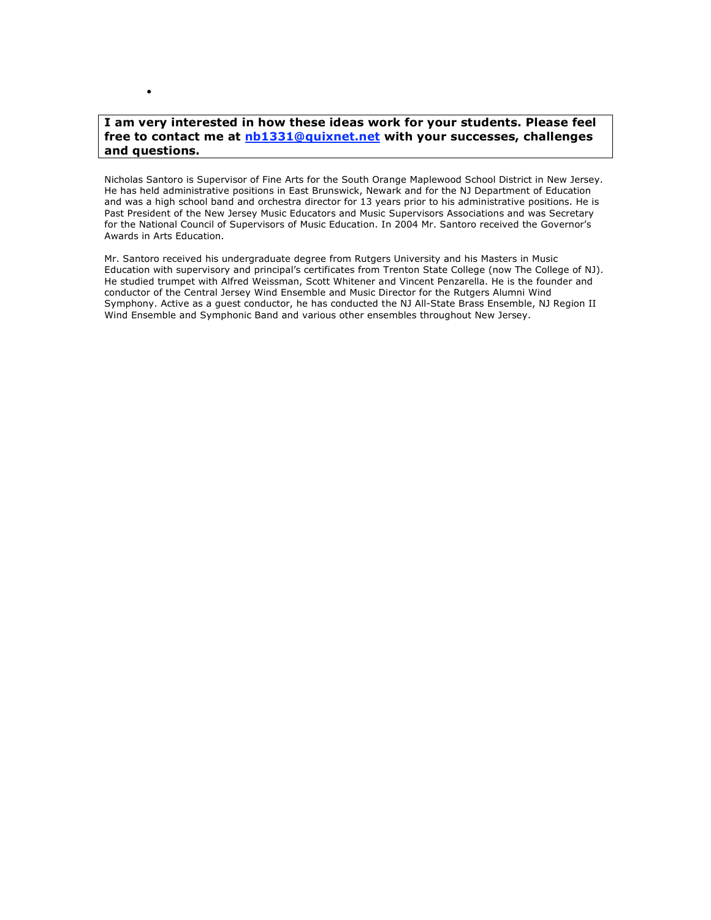**I am very interested in how these ideas work for your students. Please feel free to contact me at nb1331@quixnet.net with your successes, challenges and questions.**

Nicholas Santoro is Supervisor of Fine Arts for the South Orange Maplewood School District in New Jersey. He has held administrative positions in East Brunswick, Newark and for the NJ Department of Education and was a high school band and orchestra director for 13 years prior to his administrative positions. He is Past President of the New Jersey Music Educators and Music Supervisors Associations and was Secretary for the National Council of Supervisors of Music Education. In 2004 Mr. Santoro received the Governor's Awards in Arts Education.

Mr. Santoro received his undergraduate degree from Rutgers University and his Masters in Music Education with supervisory and principal's certificates from Trenton State College (now The College of NJ). He studied trumpet with Alfred Weissman, Scott Whitener and Vincent Penzarella. He is the founder and conductor of the Central Jersey Wind Ensemble and Music Director for the Rutgers Alumni Wind Symphony. Active as a guest conductor, he has conducted the NJ All-State Brass Ensemble, NJ Region II Wind Ensemble and Symphonic Band and various other ensembles throughout New Jersey.